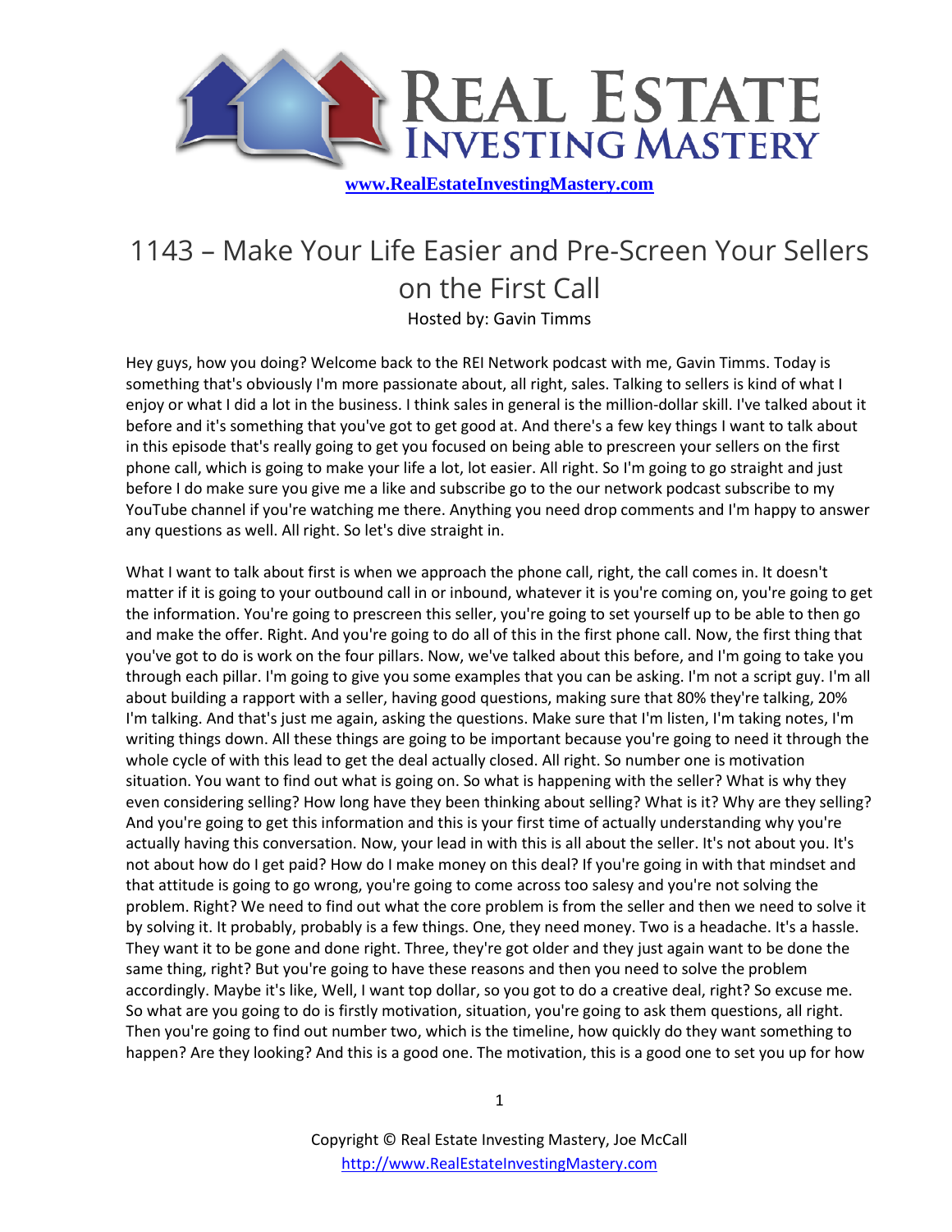# 1143 – Make Your Life Easier and Pre-Screen Your Sellers on the First Call

Hosted by: Gavin Timms

Hey guys, how you doing? Welcome back to the REI Network podcast with me, Gavin Timms. Today is something that's obviously I'm more passionate about, all right, sales. Talking to sellers is kind of what I enjoy or what I did a lot in the business. I think sales in general is the million-dollar skill. I've talked about it before and it's something that you've got to get good at. And there's a few key things I want to talk about in this episode that's really going to get you focused on being able to prescreen your sellers on the first phone call, which is going to make your life a lot, lot easier. All right. So I'm going to go straight and just before I do make sure you give me a like and subscribe go to the our network podcast subscribe to my YouTube channel if you're watching me there. Anything you need drop comments and I'm happy to answer any questions as well. All right. So let's dive straight in.

What I want to talk about first is when we approach the phone call, right, the call comes in. It doesn't matter if it is going to your outbound call in or inbound, whatever it is you're coming on, you're going to get the information. You're going to prescreen this seller, you're going to set yourself up to be able to then go and make the offer. Right. And you're going to do all of this in the first phone call. Now, the first thing that you've got to do is work on the four pillars. Now, we've talked about this before, and I'm going to take you through each pillar. I'm going to give you some examples that you can be asking. I'm not a script guy. I'm all about building a rapport with a seller, having good questions, making sure that 80% they're talking, 20% I'm talking. And that's just me again, asking the questions. Make sure that I'm listen, I'm taking notes, I'm writing things down. All these things are going to be important because you're going to need it through the whole cycle of with this lead to get the deal actually closed. All right. So number one is motivation situation. You want to find out what is going on. So what is happening with the seller? What is why they even considering selling? How long have they been thinking about selling? What is it? Why are they selling? And you're going to get this information and this is your first time of actually understanding why you're actually having this conversation. Now, your lead in with this is all about the seller. It's not about you. It's not about how do I get paid? How do I make money on this deal? If you're going in with that mindset and that attitude is going to go wrong, you're going to come across too salesy and you're not solving the problem. Right? We need to find out what the core problem is from the seller and then we need to solve it by solving it. It probably, probably is a few things. One, they need money. Two is a headache. It's a hassle. They want it to be gone and done right. Three, they're got older and they just again want to be done the same thing, right? But you're going to have these reasons and then you need to solve the problem accordingly. Maybe it's like, Well, I want top dollar, so you got to do a creative deal, right? So excuse me. So what are you going to do is firstly motivation, situation, you're going to ask them questions, all right. Then you're going to find out number two, which is the timeline, how quickly do they want something to happen? Are they looking? And this is a good one. The motivation, this is a good one to set you up for how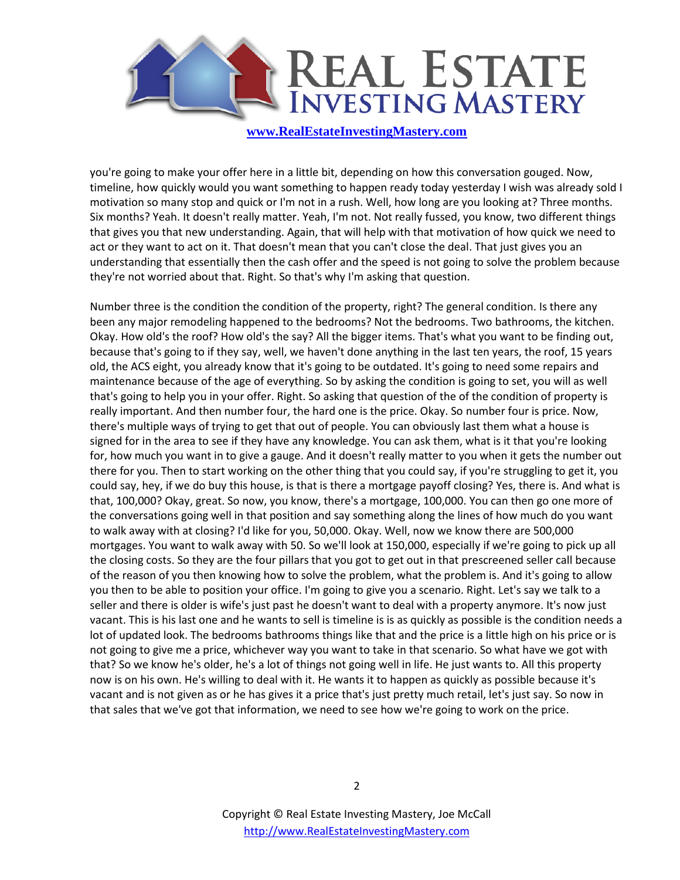you're going to make your offer here in a little bit, depending on how this conversation gouged. Now, timeline, how quickly would you want something to happen ready today yesterday I wish was already sold I motivation so many stop and quick or I'm not in a rush. Well, how long are you looking at? Three months. Six months? Yeah. It doesn't really matter. Yeah, I'm not. Not really fussed, you know, two different things that gives you that new understanding. Again, that will help with that motivation of how quick we need to act or they want to act on it. That doesn't mean that you can't close the deal. That just gives you an understanding that essentially then the cash offer and the speed is not going to solve the problem because they're not worried about that. Right. So that's why I'm asking that question.

Number three is the condition the condition of the property, right? The general condition. Is there any been any major remodeling happened to the bedrooms? Not the bedrooms. Two bathrooms, the kitchen. Okay. How old's the roof? How old's the say? All the bigger items. That's what you want to be finding out, because that's going to if they say, well, we haven't done anything in the last ten years, the roof, 15 years old, the ACS eight, you already know that it's going to be outdated. It's going to need some repairs and maintenance because of the age of everything. So by asking the condition is going to set, you will as well that's going to help you in your offer. Right. So asking that question of the of the condition of property is really important. And then number four, the hard one is the price. Okay. So number four is price. Now, there's multiple ways of trying to get that out of people. You can obviously last them what a house is signed for in the area to see if they have any knowledge. You can ask them, what is it that you're looking for, how much you want in to give a gauge. And it doesn't really matter to you when it gets the number out there for you. Then to start working on the other thing that you could say, if you're struggling to get it, you could say, hey, if we do buy this house, is that is there a mortgage payoff closing? Yes, there is. And what is that, 100,000? Okay, great. So now, you know, there's a mortgage, 100,000. You can then go one more of the conversations going well in that position and say something along the lines of how much do you want to walk away with at closing? I'd like for you, 50,000. Okay. Well, now we know there are 500,000 mortgages. You want to walk away with 50. So we'll look at 150,000, especially if we're going to pick up all the closing costs. So they are the four pillars that you got to get out in that prescreened seller call because of the reason of you then knowing how to solve the problem, what the problem is. And it's going to allow you then to be able to position your office. I'm going to give you a scenario. Right. Let's say we talk to a seller and there is older is wife's just past he doesn't want to deal with a property anymore. It's now just vacant. This is his last one and he wants to sell is timeline is is as quickly as possible is the condition needs a lot of updated look. The bedrooms bathrooms things like that and the price is a little high on his price or is not going to give me a price, whichever way you want to take in that scenario. So what have we got with that? So we know he's older, he's a lot of things not going well in life. He just wants to. All this property now is on his own. He's willing to deal with it. He wants it to happen as quickly as possible because it's vacant and is not given as or he has gives it a price that's just pretty much retail, let's just say. So now in that sales that we've got that information, we need to see how we're going to work on the price.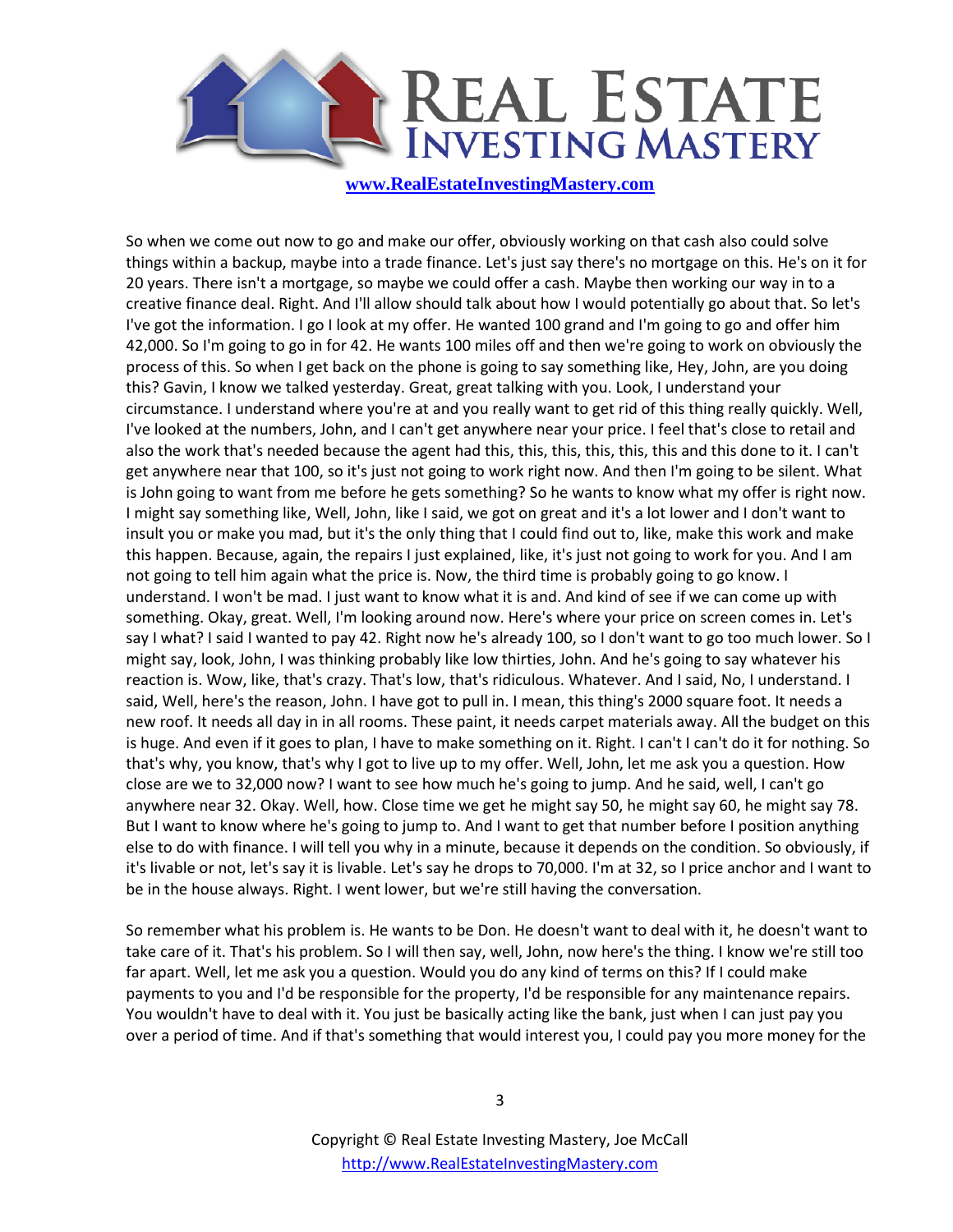So when we come out now to go and make our offer, obviously working on that cash also could solve things within a backup, maybe into a trade finance. Let's just say there's no mortgage on this. He's on it for 20 years. There isn't a mortgage, so maybe we could offer a cash. Maybe then working our way in to a creative finance deal. Right. And I'll allow should talk about how I would potentially go about that. So let's I've got the information. I go I look at my offer. He wanted 100 grand and I'm going to go and offer him 42,000. So I'm going to go in for 42. He wants 100 miles off and then we're going to work on obviously the process of this. So when I get back on the phone is going to say something like, Hey, John, are you doing this? Gavin, I know we talked yesterday. Great, great talking with you. Look, I understand your circumstance. I understand where you're at and you really want to get rid of this thing really quickly. Well, I've looked at the numbers, John, and I can't get anywhere near your price. I feel that's close to retail and also the work that's needed because the agent had this, this, this, this, this, this and this done to it. I can't get anywhere near that 100, so it's just not going to work right now. And then I'm going to be silent. What is John going to want from me before he gets something? So he wants to know what my offer is right now. I might say something like, Well, John, like I said, we got on great and it's a lot lower and I don't want to insult you or make you mad, but it's the only thing that I could find out to, like, make this work and make this happen. Because, again, the repairs I just explained, like, it's just not going to work for you. And I am not going to tell him again what the price is. Now, the third time is probably going to go know. I understand. I won't be mad. I just want to know what it is and. And kind of see if we can come up with something. Okay, great. Well, I'm looking around now. Here's where your price on screen comes in. Let's say I what? I said I wanted to pay 42. Right now he's already 100, so I don't want to go too much lower. So I might say, look, John, I was thinking probably like low thirties, John. And he's going to say whatever his reaction is. Wow, like, that's crazy. That's low, that's ridiculous. Whatever. And I said, No, I understand. I said, Well, here's the reason, John. I have got to pull in. I mean, this thing's 2000 square foot. It needs a new roof. It needs all day in in all rooms. These paint, it needs carpet materials away. All the budget on this is huge. And even if it goes to plan, I have to make something on it. Right. I can't I can't do it for nothing. So that's why, you know, that's why I got to live up to my offer. Well, John, let me ask you a question. How close are we to 32,000 now? I want to see how much he's going to jump. And he said, well, I can't go anywhere near 32. Okay. Well, how. Close time we get he might say 50, he might say 60, he might say 78. But I want to know where he's going to jump to. And I want to get that number before I position anything else to do with finance. I will tell you why in a minute, because it depends on the condition. So obviously, if it's livable or not, let's say it is livable. Let's say he drops to 70,000. I'm at 32, so I price anchor and I want to be in the house always. Right. I went lower, but we're still having the conversation.

So remember what his problem is. He wants to be Don. He doesn't want to deal with it, he doesn't want to take care of it. That's his problem. So I will then say, well, John, now here's the thing. I know we're still too far apart. Well, let me ask you a question. Would you do any kind of terms on this? If I could make payments to you and I'd be responsible for the property, I'd be responsible for any maintenance repairs. You wouldn't have to deal with it. You just be basically acting like the bank, just when I can just pay you over a period of time. And if that's something that would interest you, I could pay you more money for the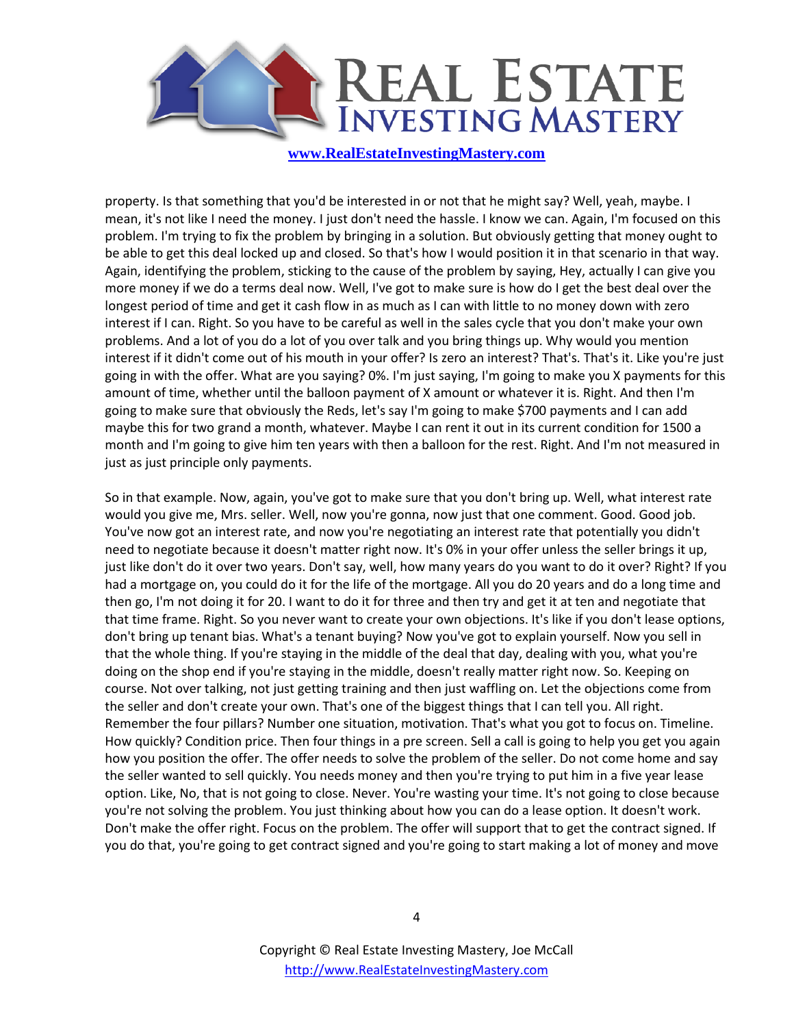property. Is that something that you'd be interested in or not that he might say? Well, yeah, maybe. I mean, it's not like I need the money. I just don't need the hassle. I know we can. Again, I'm focused on this problem. I'm trying to fix the problem by bringing in a solution. But obviously getting that money ought to be able to get this deal locked up and closed. So that's how I would position it in that scenario in that way. Again, identifying the problem, sticking to the cause of the problem by saying, Hey, actually I can give you more money if we do a terms deal now. Well, I've got to make sure is how do I get the best deal over the longest period of time and get it cash flow in as much as I can with little to no money down with zero interest if I can. Right. So you have to be careful as well in the sales cycle that you don't make your own problems. And a lot of you do a lot of you over talk and you bring things up. Why would you mention interest if it didn't come out of his mouth in your offer? Is zero an interest? That's. That's it. Like you're just going in with the offer. What are you saying? 0%. I'm just saying, I'm going to make you X payments for this amount of time, whether until the balloon payment of X amount or whatever it is. Right. And then I'm going to make sure that obviously the Reds, let's say I'm going to make $700 payments and I can add maybe this for two grand a month, whatever. Maybe I can rent it out in its current condition for 1500 a month and I'm going to give him ten years with then a balloon for the rest. Right. And I'm not measured in just as just principle only payments.

So in that example. Now, again, you've got to make sure that you don't bring up. Well, what interest rate would you give me, Mrs. seller. Well, now you're gonna, now just that one comment. Good. Good job. You've now got an interest rate, and now you're negotiating an interest rate that potentially you didn't need to negotiate because it doesn't matter right now. It's 0% in your offer unless the seller brings it up, just like don't do it over two years. Don't say, well, how many years do you want to do it over? Right? If you had a mortgage on, you could do it for the life of the mortgage. All you do 20 years and do a long time and then go, I'm not doing it for 20. I want to do it for three and then try and get it at ten and negotiate that that time frame. Right. So you never want to create your own objections. It's like if you don't lease options, don't bring up tenant bias. What's a tenant buying? Now you've got to explain yourself. Now you sell in that the whole thing. If you're staying in the middle of the deal that day, dealing with you, what you're doing on the shop end if you're staying in the middle, doesn't really matter right now. So. Keeping on course. Not over talking, not just getting training and then just waffling on. Let the objections come from the seller and don't create your own. That's one of the biggest things that I can tell you. All right. Remember the four pillars? Number one situation, motivation. That's what you got to focus on. Timeline. How quickly? Condition price. Then four things in a pre screen. Sell a call is going to help you get you again how you position the offer. The offer needs to solve the problem of the seller. Do not come home and say the seller wanted to sell quickly. You needs money and then you're trying to put him in a five year lease option. Like, No, that is not going to close. Never. You're wasting your time. It's not going to close because you're not solving the problem. You just thinking about how you can do a lease option. It doesn't work. Don't make the offer right. Focus on the problem. The offer will support that to get the contract signed. If you do that, you're going to get contract signed and you're going to start making a lot of money and move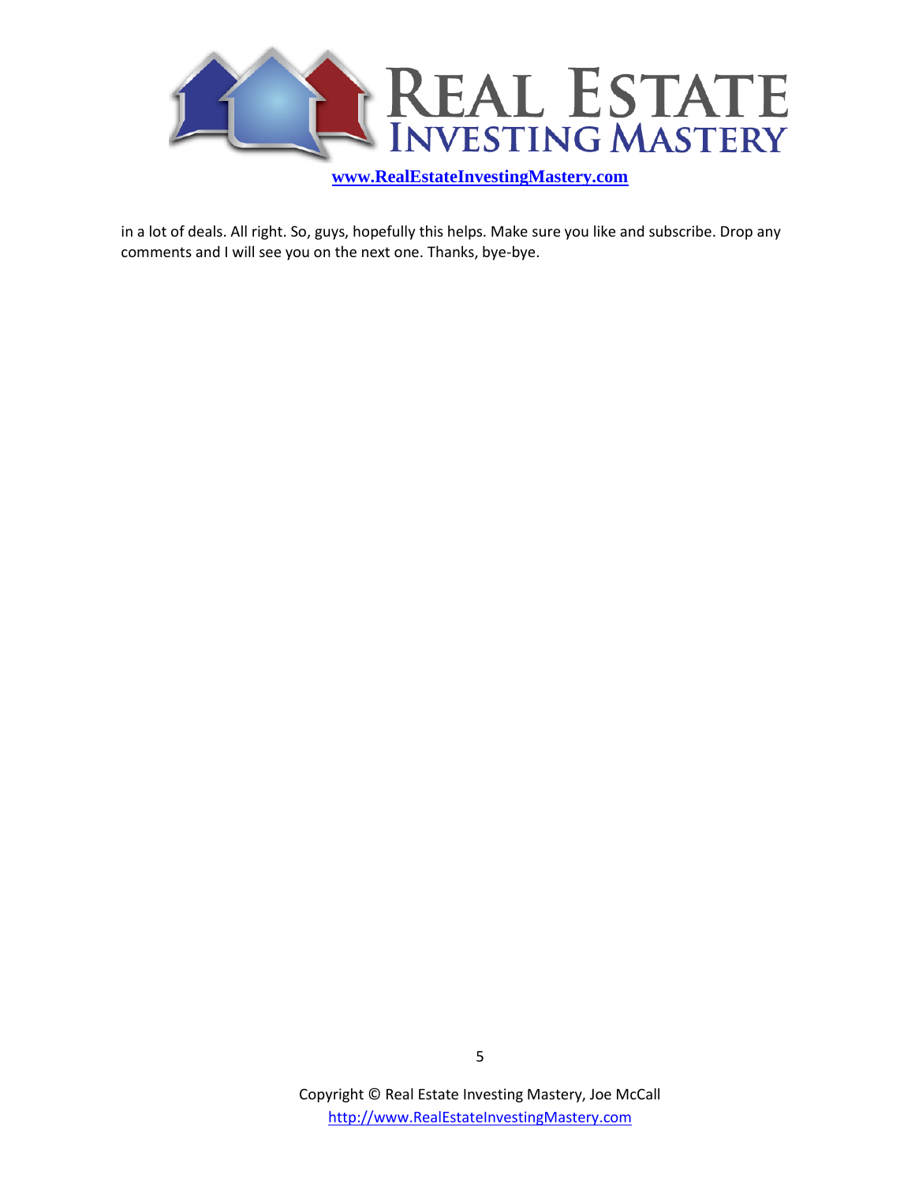in a lot of deals. All right. So, guys, hopefully this helps. Make sure you like and subscribe. Drop any comments and I will see you on the next one. Thanks, bye-bye.